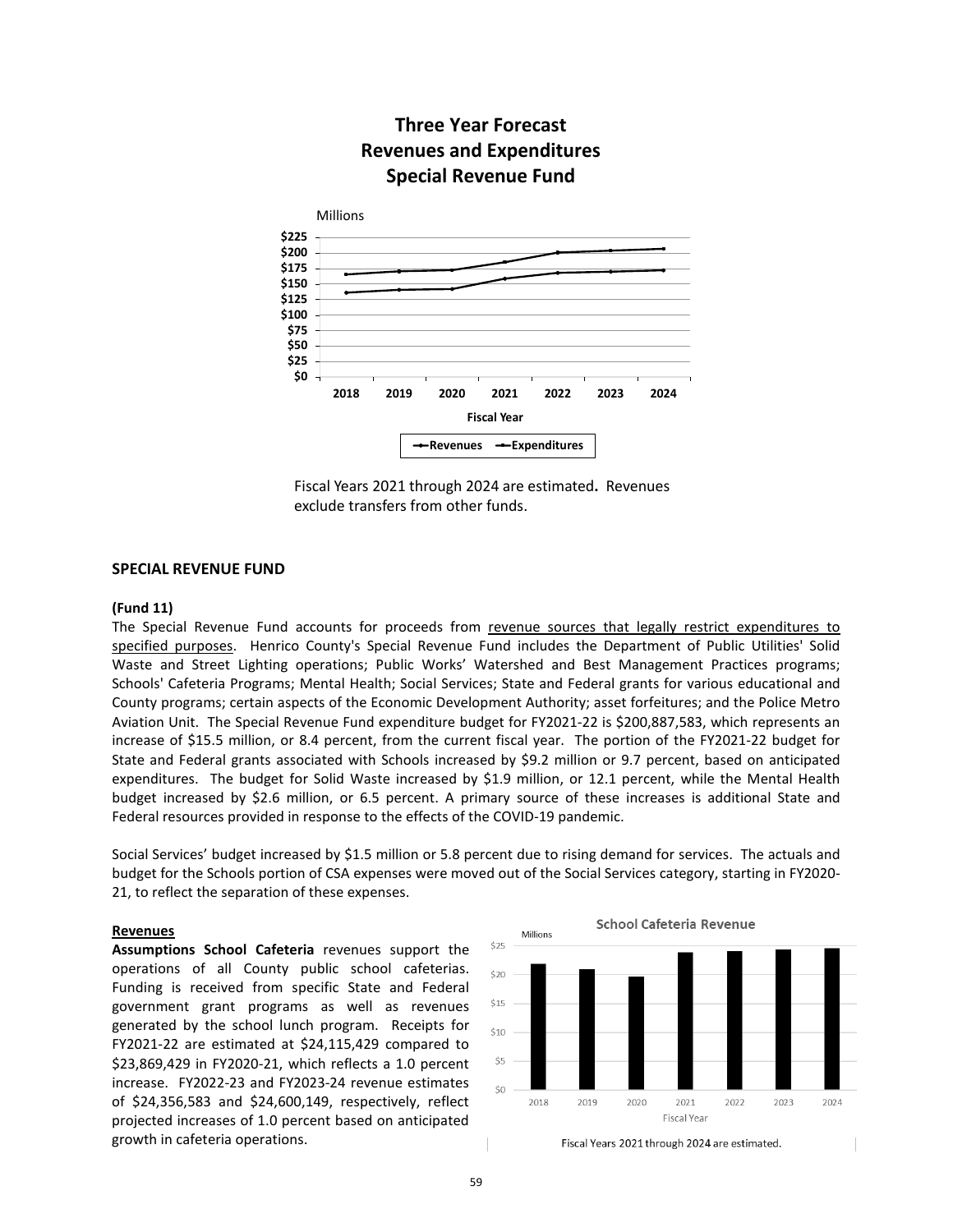## Three Year Forecast
## Revenues and Expenditures
## Special Revenue Fund

Fiscal Years 2021 through 2024 are estimated. Revenues exclude transfers from other funds.

## SPECIAL REVENUE FUND

**(Fund 11)**

The Special Revenue Fund accounts for proceeds from revenue sources that legally restrict expenditures to specified purposes. Henrico County's Special Revenue Fund includes the Department of Public Utilities' Solid Waste and Street Lighting operations; Public Works' Watershed and Best Management Practices programs; Schools' Cafeteria Programs; Mental Health; Social Services; State and Federal grants for various educational and County programs; certain aspects of the Economic Development Authority; asset forfeitures; and the Police Metro Aviation Unit. The Special Revenue Fund expenditure budget for FY2021-22 is $200,887,583, which represents an increase of $15.5 million, or 8.4 percent, from the current fiscal year. The portion of the FY2021-22 budget for State and Federal grants associated with Schools increased by $9.2 million or 9.7 percent, based on anticipated expenditures. The budget for Solid Waste increased by $1.9 million, or 12.1 percent, while the Mental Health budget increased by $2.6 million, or 6.5 percent. A primary source of these increases is additional State and Federal resources provided in response to the effects of the COVID-19 pandemic.

Social Services' budget increased by $1.5 million or 5.8 percent due to rising demand for services. The actuals and budget for the Schools portion of CSA expenses were moved out of the Social Services category, starting in FY2020-21, to reflect the separation of these expenses.

**Revenues**

**Assumptions School Cafeteria** revenues support the operations of all County public school cafeterias. Funding is received from specific State and Federal government grant programs as well as revenues generated by the school lunch program. Receipts for FY2021-22 are estimated at $24,115,429 compared to $23,869,429 in FY2020-21, which reflects a 1.0 percent increase. FY2022-23 and FY2023-24 revenue estimates of $24,356,583 and $24,600,149, respectively, reflect projected increases of 1.0 percent based on anticipated growth in cafeteria operations.

**School Cafeteria Revenue**

Fiscal Years 2021 through 2024 are estimated.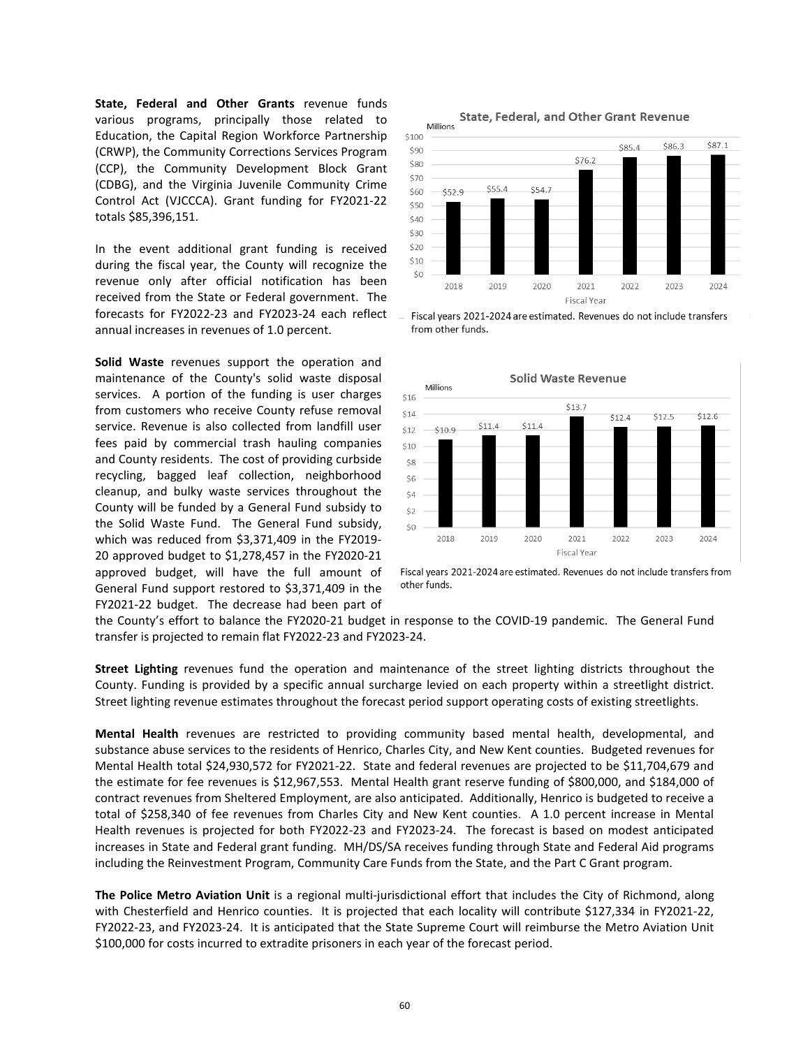**State, Federal and Other Grants** revenue funds various programs, principally those related to Education, the Capital Region Workforce Partnership (CRWP), the Community Corrections Services Program (CCP), the Community Development Block Grant (CDBG), and the Virginia Juvenile Community Crime Control Act (VJCCCA). Grant funding for FY2021-22 totals $85,396,151.

In the event additional grant funding is received during the fiscal year, the County will recognize the revenue only after official notification has been received from the State or Federal government. The forecasts for FY2022-23 and FY2023-24 each reflect annual increases in revenues of 1.0 percent.

**State, Federal, and Other Grant Revenue** (Millions)

| Fiscal Year | 2018 | 2019 | 2020 | 2021 | 2022 | 2023 | 2024 |
|---|---|---|---|---|---|---|---|
| Revenue | $52.9 | $55.4 | $54.7 | $76.2 | $85.4 | $86.3 | $87.1 |

Fiscal years 2021-2024 are estimated. Revenues do not include transfers from other funds.

**Solid Waste** revenues support the operation and maintenance of the County's solid waste disposal services. A portion of the funding is user charges from customers who receive County refuse removal service. Revenue is also collected from landfill user fees paid by commercial trash hauling companies and County residents. The cost of providing curbside recycling, bagged leaf collection, neighborhood cleanup, and bulky waste services throughout the County will be funded by a General Fund subsidy to the Solid Waste Fund. The General Fund subsidy, which was reduced from $3,371,409 in the FY2019-20 approved budget to $1,278,457 in the FY2020-21 approved budget, will have the full amount of General Fund support restored to $3,371,409 in the FY2021-22 budget. The decrease had been part of the County's effort to balance the FY2020-21 budget in response to the COVID-19 pandemic. The General Fund transfer is projected to remain flat FY2022-23 and FY2023-24.

**Solid Waste Revenue** (Millions)

| Fiscal Year | 2018 | 2019 | 2020 | 2021 | 2022 | 2023 | 2024 |
|---|---|---|---|---|---|---|---|
| Revenue | $10.9 | $11.4 | $11.4 | $13.7 | $12.4 | $12.5 | $12.6 |

Fiscal years 2021-2024 are estimated. Revenues do not include transfers from other funds.

**Street Lighting** revenues fund the operation and maintenance of the street lighting districts throughout the County. Funding is provided by a specific annual surcharge levied on each property within a streetlight district. Street lighting revenue estimates throughout the forecast period support operating costs of existing streetlights.

**Mental Health** revenues are restricted to providing community based mental health, developmental, and substance abuse services to the residents of Henrico, Charles City, and New Kent counties. Budgeted revenues for Mental Health total $24,930,572 for FY2021-22. State and federal revenues are projected to be $11,704,679 and the estimate for fee revenues is $12,967,553. Mental Health grant reserve funding of $800,000, and $184,000 of contract revenues from Sheltered Employment, are also anticipated. Additionally, Henrico is budgeted to receive a total of $258,340 of fee revenues from Charles City and New Kent counties. A 1.0 percent increase in Mental Health revenues is projected for both FY2022-23 and FY2023-24. The forecast is based on modest anticipated increases in State and Federal grant funding. MH/DS/SA receives funding through State and Federal Aid programs including the Reinvestment Program, Community Care Funds from the State, and the Part C Grant program.

**The Police Metro Aviation Unit** is a regional multi-jurisdictional effort that includes the City of Richmond, along with Chesterfield and Henrico counties. It is projected that each locality will contribute $127,334 in FY2021-22, FY2022-23, and FY2023-24. It is anticipated that the State Supreme Court will reimburse the Metro Aviation Unit $100,000 for costs incurred to extradite prisoners in each year of the forecast period.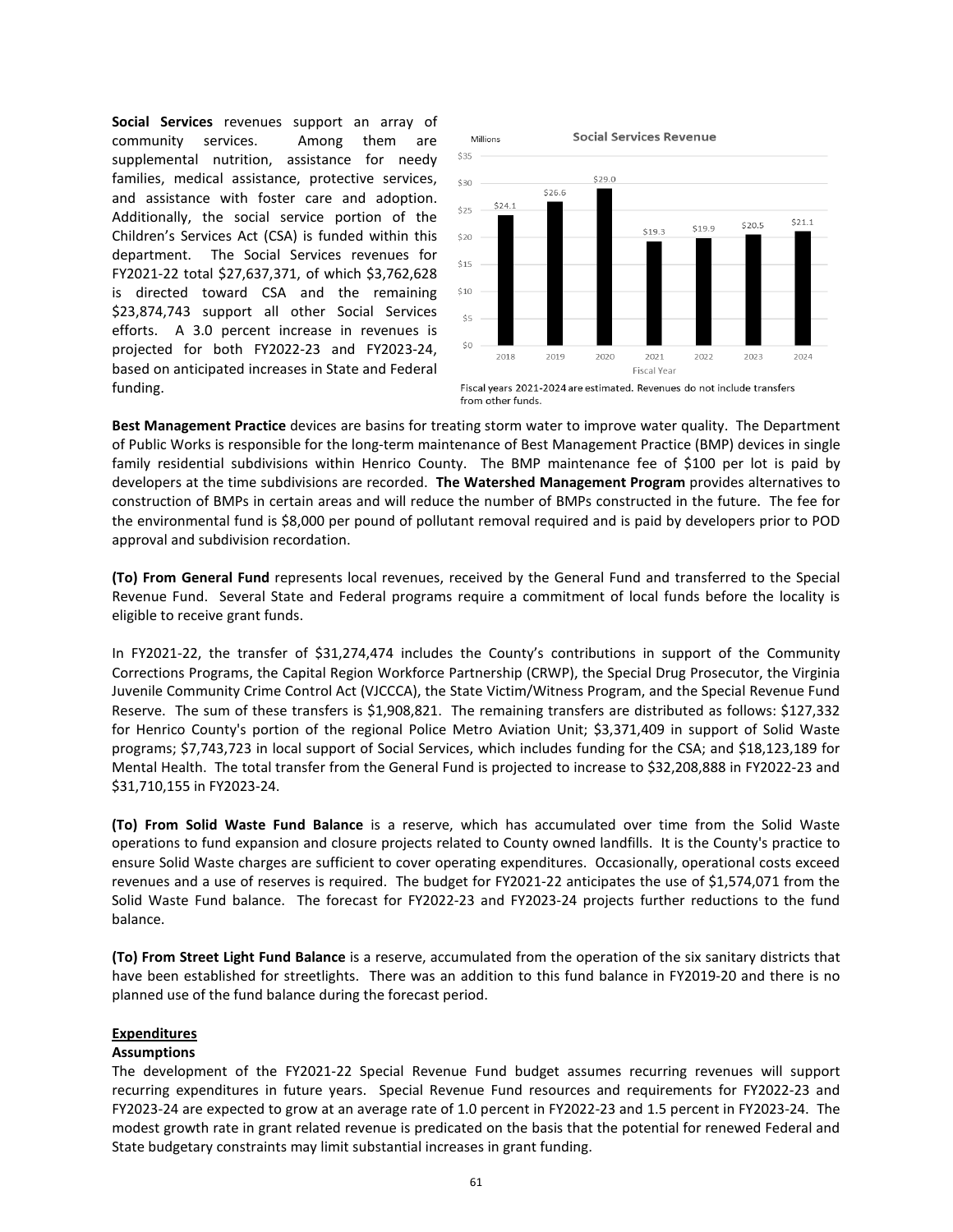**Social Services** revenues support an array of community services. Among them are supplemental nutrition, assistance for needy families, medical assistance, protective services, and assistance with foster care and adoption. Additionally, the social service portion of the Children's Services Act (CSA) is funded within this department. The Social Services revenues for FY2021-22 total $27,637,371, of which $3,762,628 is directed toward CSA and the remaining $23,874,743 support all other Social Services efforts. A 3.0 percent increase in revenues is projected for both FY2022-23 and FY2023-24, based on anticipated increases in State and Federal funding.

**Social Services Revenue** (Millions)

| Fiscal Year | 2018 | 2019 | 2020 | 2021 | 2022 | 2023 | 2024 |
|---|---|---|---|---|---|---|---|
| Revenue | $24.1 | $26.6 | $29.0 | $19.3 | $19.9 | $20.5 | $21.1 |

Fiscal years 2021-2024 are estimated. Revenues do not include transfers from other funds.

**Best Management Practice** devices are basins for treating storm water to improve water quality. The Department of Public Works is responsible for the long-term maintenance of Best Management Practice (BMP) devices in single family residential subdivisions within Henrico County. The BMP maintenance fee of $100 per lot is paid by developers at the time subdivisions are recorded. **The Watershed Management Program** provides alternatives to construction of BMPs in certain areas and will reduce the number of BMPs constructed in the future. The fee for the environmental fund is $8,000 per pound of pollutant removal required and is paid by developers prior to POD approval and subdivision recordation.

**(To) From General Fund** represents local revenues, received by the General Fund and transferred to the Special Revenue Fund. Several State and Federal programs require a commitment of local funds before the locality is eligible to receive grant funds.

In FY2021-22, the transfer of $31,274,474 includes the County's contributions in support of the Community Corrections Programs, the Capital Region Workforce Partnership (CRWP), the Special Drug Prosecutor, the Virginia Juvenile Community Crime Control Act (VJCCCA), the State Victim/Witness Program, and the Special Revenue Fund Reserve. The sum of these transfers is $1,908,821. The remaining transfers are distributed as follows: $127,332 for Henrico County's portion of the regional Police Metro Aviation Unit; $3,371,409 in support of Solid Waste programs; $7,743,723 in local support of Social Services, which includes funding for the CSA; and $18,123,189 for Mental Health. The total transfer from the General Fund is projected to increase to $32,208,888 in FY2022-23 and $31,710,155 in FY2023-24.

**(To) From Solid Waste Fund Balance** is a reserve, which has accumulated over time from the Solid Waste operations to fund expansion and closure projects related to County owned landfills. It is the County's practice to ensure Solid Waste charges are sufficient to cover operating expenditures. Occasionally, operational costs exceed revenues and a use of reserves is required. The budget for FY2021-22 anticipates the use of $1,574,071 from the Solid Waste Fund balance. The forecast for FY2022-23 and FY2023-24 projects further reductions to the fund balance.

**(To) From Street Light Fund Balance** is a reserve, accumulated from the operation of the six sanitary districts that have been established for streetlights. There was an addition to this fund balance in FY2019-20 and there is no planned use of the fund balance during the forecast period.

## Expenditures

### Assumptions

The development of the FY2021-22 Special Revenue Fund budget assumes recurring revenues will support recurring expenditures in future years. Special Revenue Fund resources and requirements for FY2022-23 and FY2023-24 are expected to grow at an average rate of 1.0 percent in FY2022-23 and 1.5 percent in FY2023-24. The modest growth rate in grant related revenue is predicated on the basis that the potential for renewed Federal and State budgetary constraints may limit substantial increases in grant funding.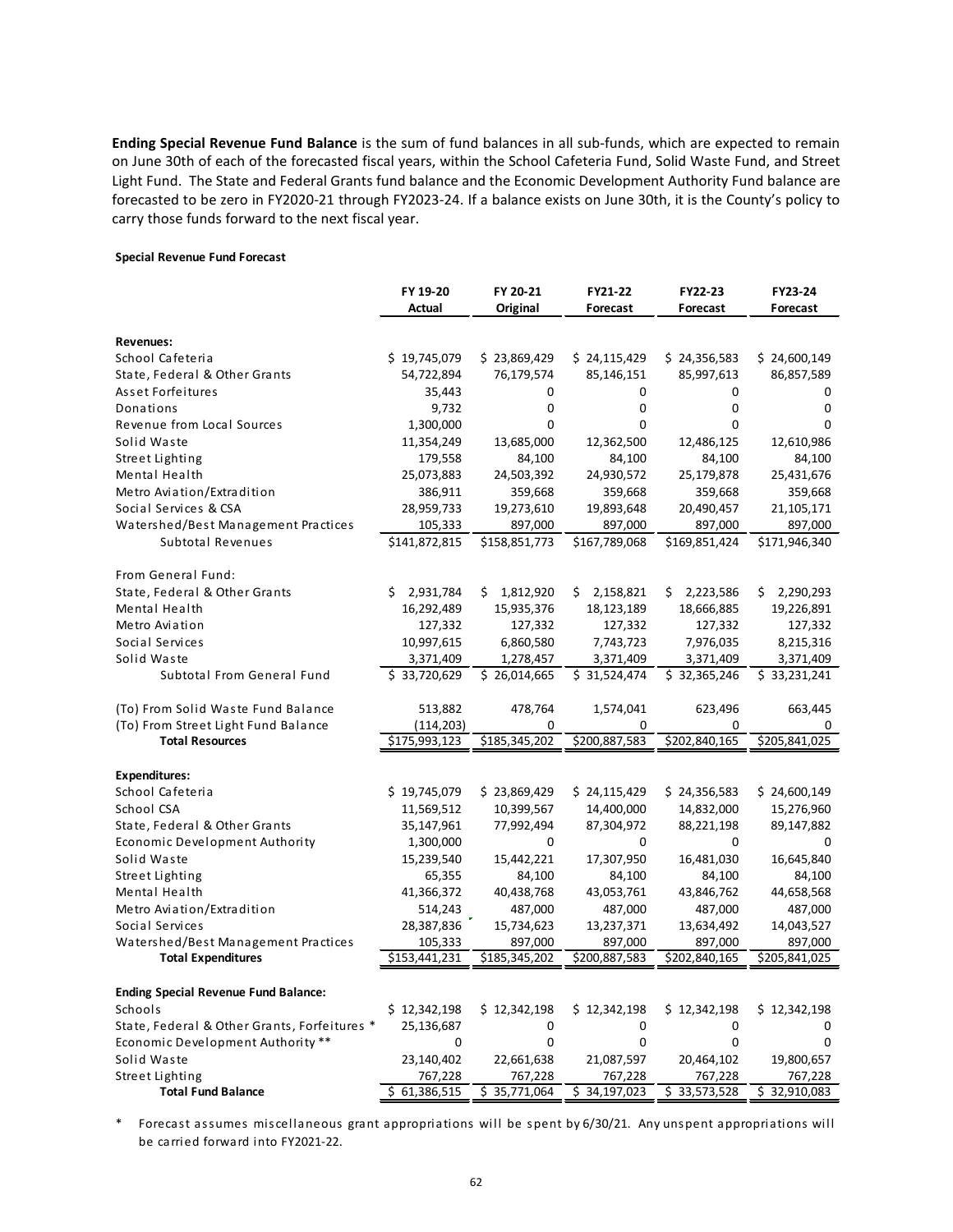**Ending Special Revenue Fund Balance** is the sum of fund balances in all sub-funds, which are expected to remain on June 30th of each of the forecasted fiscal years, within the School Cafeteria Fund, Solid Waste Fund, and Street Light Fund. The State and Federal Grants fund balance and the Economic Development Authority Fund balance are forecasted to be zero in FY2020-21 through FY2023-24. If a balance exists on June 30th, it is the County's policy to carry those funds forward to the next fiscal year.

**Special Revenue Fund Forecast**

| | FY 19-20 Actual | FY 20-21 Original | FY21-22 Forecast | FY22-23 Forecast | FY23-24 Forecast |
|---|---|---|---|---|---|
| **Revenues:** | | | | | |
| School Cafeteria | $ 19,745,079 | $ 23,869,429 | $ 24,115,429 | $ 24,356,583 | $ 24,600,149 |
| State, Federal & Other Grants | 54,722,894 | 76,179,574 | 85,146,151 | 85,997,613 | 86,857,589 |
| Asset Forfeitures | 35,443 | 0 | 0 | 0 | 0 |
| Donations | 9,732 | 0 | 0 | 0 | 0 |
| Revenue from Local Sources | 1,300,000 | 0 | 0 | 0 | 0 |
| Solid Waste | 11,354,249 | 13,685,000 | 12,362,500 | 12,486,125 | 12,610,986 |
| Street Lighting | 179,558 | 84,100 | 84,100 | 84,100 | 84,100 |
| Mental Health | 25,073,883 | 24,503,392 | 24,930,572 | 25,179,878 | 25,431,676 |
| Metro Aviation/Extradition | 386,911 | 359,668 | 359,668 | 359,668 | 359,668 |
| Social Services & CSA | 28,959,733 | 19,273,610 | 19,893,648 | 20,490,457 | 21,105,171 |
| Watershed/Best Management Practices | 105,333 | 897,000 | 897,000 | 897,000 | 897,000 |
| Subtotal Revenues | $141,872,815 | $158,851,773 | $167,789,068 | $169,851,424 | $171,946,340 |
| From General Fund: | | | | | |
| State, Federal & Other Grants | $ 2,931,784 | $ 1,812,920 | $ 2,158,821 | $ 2,223,586 | $ 2,290,293 |
| Mental Health | 16,292,489 | 15,935,376 | 18,123,189 | 18,666,885 | 19,226,891 |
| Metro Aviation | 127,332 | 127,332 | 127,332 | 127,332 | 127,332 |
| Social Services | 10,997,615 | 6,860,580 | 7,743,723 | 7,976,035 | 8,215,316 |
| Solid Waste | 3,371,409 | 1,278,457 | 3,371,409 | 3,371,409 | 3,371,409 |
| Subtotal From General Fund | $ 33,720,629 | $ 26,014,665 | $ 31,524,474 | $ 32,365,246 | $ 33,231,241 |
| (To) From Solid Waste Fund Balance | 513,882 | 478,764 | 1,574,041 | 623,496 | 663,445 |
| (To) From Street Light Fund Balance | (114,203) | 0 | 0 | 0 | 0 |
| **Total Resources** | $175,993,123 | $185,345,202 | $200,887,583 | $202,840,165 | $205,841,025 |
| **Expenditures:** | | | | | |
| School Cafeteria | $ 19,745,079 | $ 23,869,429 | $ 24,115,429 | $ 24,356,583 | $ 24,600,149 |
| School CSA | 11,569,512 | 10,399,567 | 14,400,000 | 14,832,000 | 15,276,960 |
| State, Federal & Other Grants | 35,147,961 | 77,992,494 | 87,304,972 | 88,221,198 | 89,147,882 |
| Economic Development Authority | 1,300,000 | 0 | 0 | 0 | 0 |
| Solid Waste | 15,239,540 | 15,442,221 | 17,307,950 | 16,481,030 | 16,645,840 |
| Street Lighting | 65,355 | 84,100 | 84,100 | 84,100 | 84,100 |
| Mental Health | 41,366,372 | 40,438,768 | 43,053,761 | 43,846,762 | 44,658,568 |
| Metro Aviation/Extradition | 514,243 | 487,000 | 487,000 | 487,000 | 487,000 |
| Social Services | 28,387,836 | 15,734,623 | 13,237,371 | 13,634,492 | 14,043,527 |
| Watershed/Best Management Practices | 105,333 | 897,000 | 897,000 | 897,000 | 897,000 |
| **Total Expenditures** | $153,441,231 | $185,345,202 | $200,887,583 | $202,840,165 | $205,841,025 |
| **Ending Special Revenue Fund Balance:** | | | | | |
| Schools | $ 12,342,198 | $ 12,342,198 | $ 12,342,198 | $ 12,342,198 | $ 12,342,198 |
| State, Federal & Other Grants, Forfeitures * | 25,136,687 | 0 | 0 | 0 | 0 |
| Economic Development Authority ** | 0 | 0 | 0 | 0 | 0 |
| Solid Waste | 23,140,402 | 22,661,638 | 21,087,597 | 20,464,102 | 19,800,657 |
| Street Lighting | 767,228 | 767,228 | 767,228 | 767,228 | 767,228 |
| **Total Fund Balance** | $ 61,386,515 | $ 35,771,064 | $ 34,197,023 | $ 33,573,528 | $ 32,910,083 |

* Forecast assumes miscellaneous grant appropriations will be spent by 6/30/21. Any unspent appropriations will be carried forward into FY2021-22.